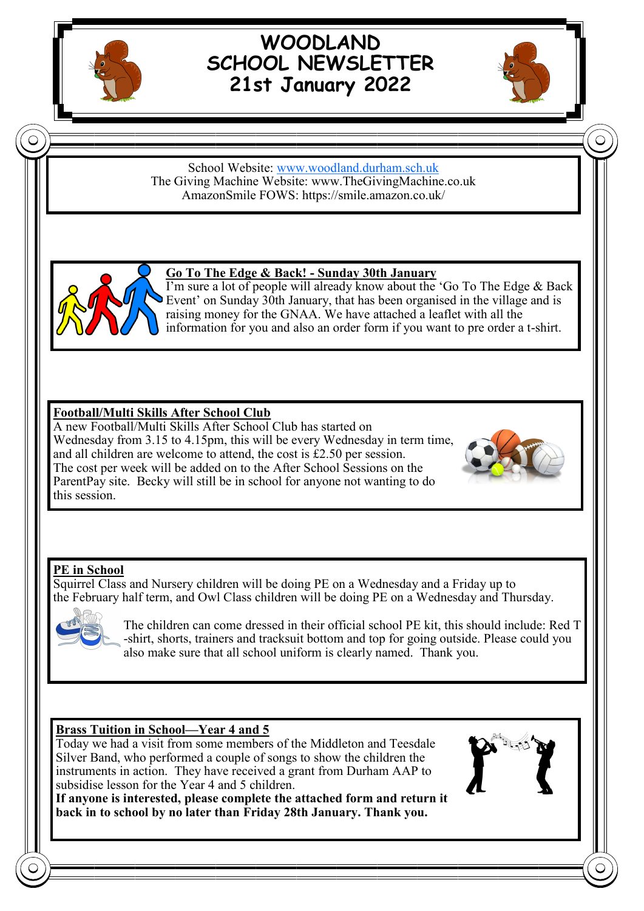# WOODLAND SCHOOL NEWSLETTER 21st January 2022

School Website: www.woodland.durham.sch.uk
The Giving Machine Website: www.TheGivingMachine.co.uk
AmazonSmile FOWS: https://smile.amazon.co.uk/

## Go To The Edge & Back! - Sunday 30th January

I'm sure a lot of people will already know about the 'Go To The Edge & Back Event' on Sunday 30th January, that has been organised in the village and is raising money for the GNAA. We have attached a leaflet with all the information for you and also an order form if you want to pre order a t-shirt.

## Football/Multi Skills After School Club

A new Football/Multi Skills After School Club has started on Wednesday from 3.15 to 4.15pm, this will be every Wednesday in term time, and all children are welcome to attend, the cost is £2.50 per session. The cost per week will be added on to the After School Sessions on the ParentPay site. Becky will still be in school for anyone not wanting to do this session.

## PE in School

Squirrel Class and Nursery children will be doing PE on a Wednesday and a Friday up to the February half term, and Owl Class children will be doing PE on a Wednesday and Thursday.

The children can come dressed in their official school PE kit, this should include: Red T-shirt, shorts, trainers and tracksuit bottom and top for going outside. Please could you also make sure that all school uniform is clearly named. Thank you.

## Brass Tuition in School—Year 4 and 5

Today we had a visit from some members of the Middleton and Teesdale Silver Band, who performed a couple of songs to show the children the instruments in action. They have received a grant from Durham AAP to subsidise lesson for the Year 4 and 5 children.

**If anyone is interested, please complete the attached form and return it back in to school by no later than Friday 28th January. Thank you.**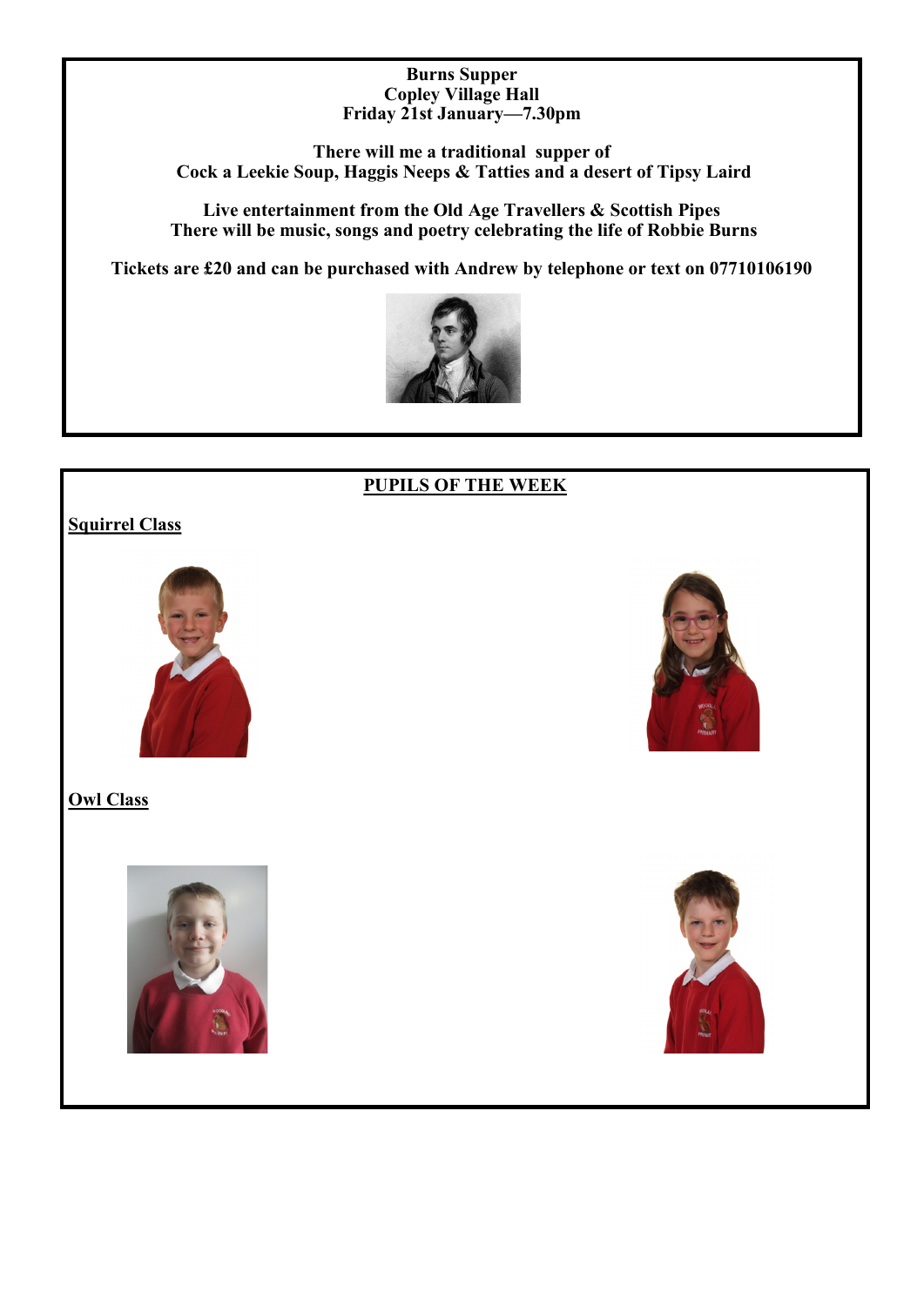**Burns Supper**
**Copley Village Hall**
**Friday 21st January—7.30pm**

**There will me a traditional supper of**
**Cock a Leekie Soup, Haggis Neeps & Tatties and a desert of Tipsy Laird**

**Live entertainment from the Old Age Travellers & Scottish Pipes**
**There will be music, songs and poetry celebrating the life of Robbie Burns**

**Tickets are £20 and can be purchased with Andrew by telephone or text on 07710106190**

## PUPILS OF THE WEEK

### Squirrel Class

### Owl Class